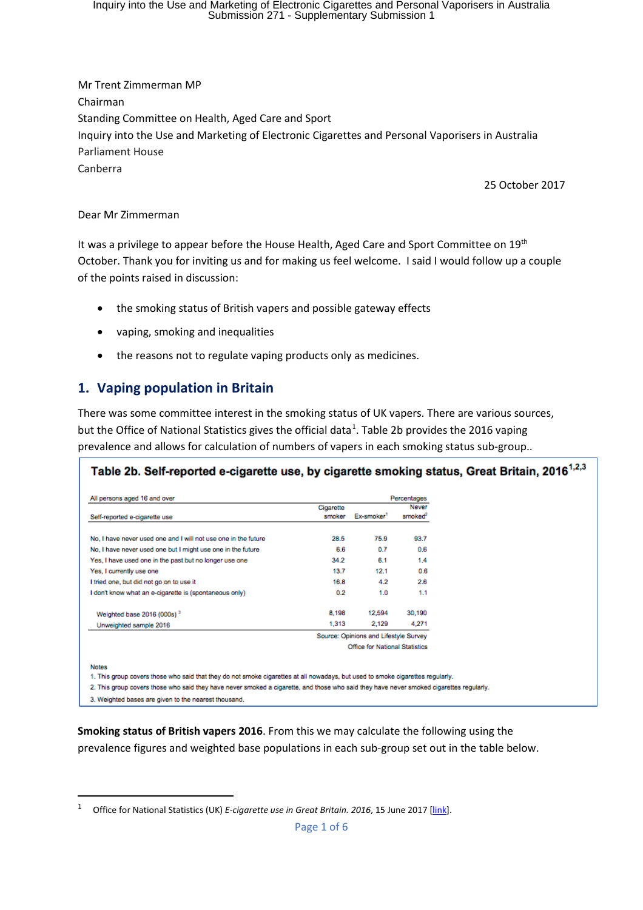Mr Trent Zimmerman MP
Chairman
Standing Committee on Health, Aged Care and Sport
Inquiry into the Use and Marketing of Electronic Cigarettes and Personal Vaporisers in Australia
Parliament House
Canberra

25 October 2017

Dear Mr Zimmerman

It was a privilege to appear before the House Health, Aged Care and Sport Committee on 19th October. Thank you for inviting us and for making us feel welcome. I said I would follow up a couple of the points raised in discussion:

- the smoking status of British vapers and possible gateway effects
- vaping, smoking and inequalities
- the reasons not to regulate vaping products only as medicines.

## 1. Vaping population in Britain

There was some committee interest in the smoking status of UK vapers. There are various sources, but the Office of National Statistics gives the official data[1]. Table 2b provides the 2016 vaping prevalence and allows for calculation of numbers of vapers in each smoking status sub-group..

**Table 2b. Self-reported e-cigarette use, by cigarette smoking status, Great Britain, 2016[1,2,3]**

All persons aged 16 and over — Percentages

| Self-reported e-cigarette use | Cigarette smoker | Ex-smoker[1] | Never smoked[2] |
|---|---|---|---|
| No, I have never used one and I will not use one in the future | 28.5 | 75.9 | 93.7 |
| No, I have never used one but I might use one in the future | 6.6 | 0.7 | 0.6 |
| Yes, I have used one in the past but no longer use one | 34.2 | 6.1 | 1.4 |
| Yes, I currently use one | 13.7 | 12.1 | 0.6 |
| I tried one, but did not go on to use it | 16.8 | 4.2 | 2.6 |
| I don't know what an e-cigarette is (spontaneous only) | 0.2 | 1.0 | 1.1 |
| Weighted base 2016 (000s)[3] | 8,198 | 12,594 | 30,190 |
| Unweighted sample 2016 | 1,313 | 2,129 | 4,271 |

Source: Opinions and Lifestyle Survey
Office for National Statistics

Notes
1. This group covers those who said that they do not smoke cigarettes at all nowadays, but used to smoke cigarettes regularly.
2. This group covers those who said they have never smoked a cigarette, and those who said they have never smoked cigarettes regularly.
3. Weighted bases are given to the nearest thousand.

**Smoking status of British vapers 2016**. From this we may calculate the following using the prevalence figures and weighted base populations in each sub-group set out in the table below.

---

[1] Office for National Statistics (UK) *E-cigarette use in Great Britain. 2016*, 15 June 2017 [link].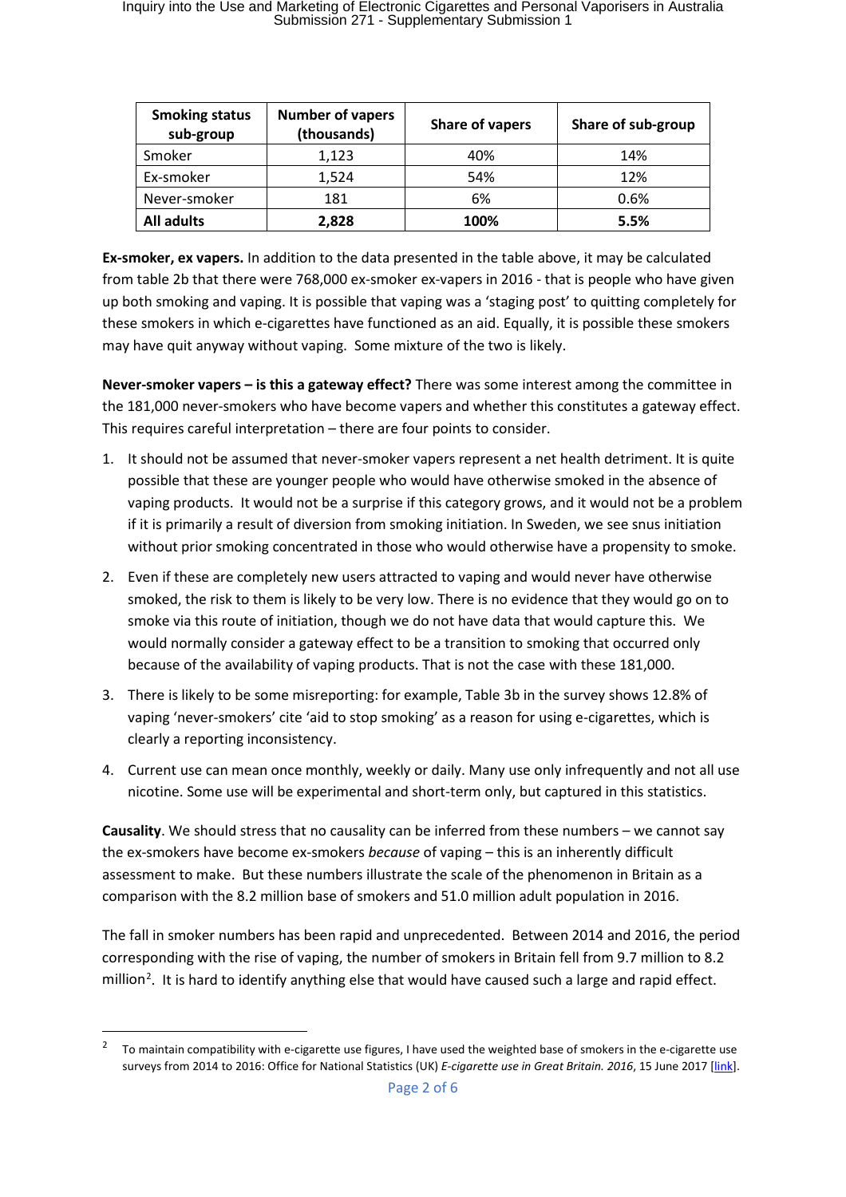| Smoking status sub-group | Number of vapers (thousands) | Share of vapers | Share of sub-group |
| --- | --- | --- | --- |
| Smoker | 1,123 | 40% | 14% |
| Ex-smoker | 1,524 | 54% | 12% |
| Never-smoker | 181 | 6% | 0.6% |
| **All adults** | **2,828** | **100%** | **5.5%** |

**Ex-smoker, ex vapers.** In addition to the data presented in the table above, it may be calculated from table 2b that there were 768,000 ex-smoker ex-vapers in 2016 - that is people who have given up both smoking and vaping. It is possible that vaping was a 'staging post' to quitting completely for these smokers in which e-cigarettes have functioned as an aid. Equally, it is possible these smokers may have quit anyway without vaping. Some mixture of the two is likely.

**Never-smoker vapers – is this a gateway effect?** There was some interest among the committee in the 181,000 never-smokers who have become vapers and whether this constitutes a gateway effect. This requires careful interpretation – there are four points to consider.

1. It should not be assumed that never-smoker vapers represent a net health detriment. It is quite possible that these are younger people who would have otherwise smoked in the absence of vaping products. It would not be a surprise if this category grows, and it would not be a problem if it is primarily a result of diversion from smoking initiation. In Sweden, we see snus initiation without prior smoking concentrated in those who would otherwise have a propensity to smoke.
2. Even if these are completely new users attracted to vaping and would never have otherwise smoked, the risk to them is likely to be very low. There is no evidence that they would go on to smoke via this route of initiation, though we do not have data that would capture this. We would normally consider a gateway effect to be a transition to smoking that occurred only because of the availability of vaping products. That is not the case with these 181,000.
3. There is likely to be some misreporting: for example, Table 3b in the survey shows 12.8% of vaping 'never-smokers' cite 'aid to stop smoking' as a reason for using e-cigarettes, which is clearly a reporting inconsistency.
4. Current use can mean once monthly, weekly or daily. Many use only infrequently and not all use nicotine. Some use will be experimental and short-term only, but captured in this statistics.

**Causality**. We should stress that no causality can be inferred from these numbers – we cannot say the ex-smokers have become ex-smokers *because* of vaping – this is an inherently difficult assessment to make. But these numbers illustrate the scale of the phenomenon in Britain as a comparison with the 8.2 million base of smokers and 51.0 million adult population in 2016.

The fall in smoker numbers has been rapid and unprecedented. Between 2014 and 2016, the period corresponding with the rise of vaping, the number of smokers in Britain fell from 9.7 million to 8.2 million[2]. It is hard to identify anything else that would have caused such a large and rapid effect.

---

[2] To maintain compatibility with e-cigarette use figures, I have used the weighted base of smokers in the e-cigarette use surveys from 2014 to 2016: Office for National Statistics (UK) *E-cigarette use in Great Britain. 2016*, 15 June 2017 [link].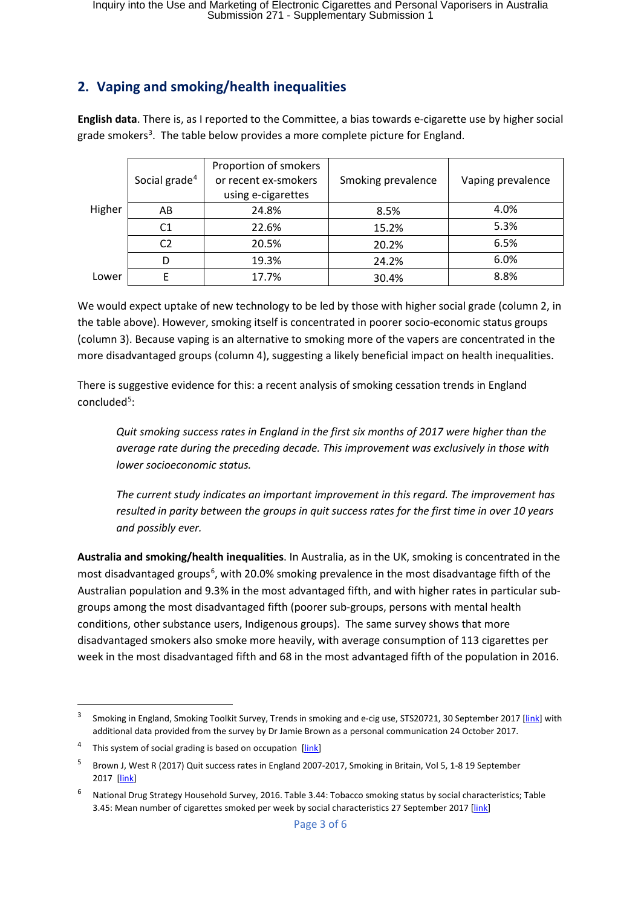## 2. Vaping and smoking/health inequalities

**English data**. There is, as I reported to the Committee, a bias towards e-cigarette use by higher social grade smokers[3]. The table below provides a more complete picture for England.

| | Social grade[4] | Proportion of smokers or recent ex-smokers using e-cigarettes | Smoking prevalence | Vaping prevalence |
|---|---|---|---|---|
| Higher | AB | 24.8% | 8.5% | 4.0% |
| | C1 | 22.6% | 15.2% | 5.3% |
| | C2 | 20.5% | 20.2% | 6.5% |
| | D | 19.3% | 24.2% | 6.0% |
| Lower | E | 17.7% | 30.4% | 8.8% |

We would expect uptake of new technology to be led by those with higher social grade (column 2, in the table above). However, smoking itself is concentrated in poorer socio-economic status groups (column 3). Because vaping is an alternative to smoking more of the vapers are concentrated in the more disadvantaged groups (column 4), suggesting a likely beneficial impact on health inequalities.

There is suggestive evidence for this: a recent analysis of smoking cessation trends in England concluded[5]:

> *Quit smoking success rates in England in the first six months of 2017 were higher than the average rate during the preceding decade. This improvement was exclusively in those with lower socioeconomic status.*
>
> *The current study indicates an important improvement in this regard. The improvement has resulted in parity between the groups in quit success rates for the first time in over 10 years and possibly ever.*

**Australia and smoking/health inequalities**. In Australia, as in the UK, smoking is concentrated in the most disadvantaged groups[6], with 20.0% smoking prevalence in the most disadvantage fifth of the Australian population and 9.3% in the most advantaged fifth, and with higher rates in particular sub-groups among the most disadvantaged fifth (poorer sub-groups, persons with mental health conditions, other substance users, Indigenous groups). The same survey shows that more disadvantaged smokers also smoke more heavily, with average consumption of 113 cigarettes per week in the most disadvantaged fifth and 68 in the most advantaged fifth of the population in 2016.

---

[3] Smoking in England, Smoking Toolkit Survey, Trends in smoking and e-cig use, STS20721, 30 September 2017 [link] with additional data provided from the survey by Dr Jamie Brown as a personal communication 24 October 2017.

[4] This system of social grading is based on occupation [link]

[5] Brown J, West R (2017) Quit success rates in England 2007-2017, Smoking in Britain, Vol 5, 1-8 19 September 2017 [link]

[6] National Drug Strategy Household Survey, 2016. Table 3.44: Tobacco smoking status by social characteristics; Table 3.45: Mean number of cigarettes smoked per week by social characteristics 27 September 2017 [link]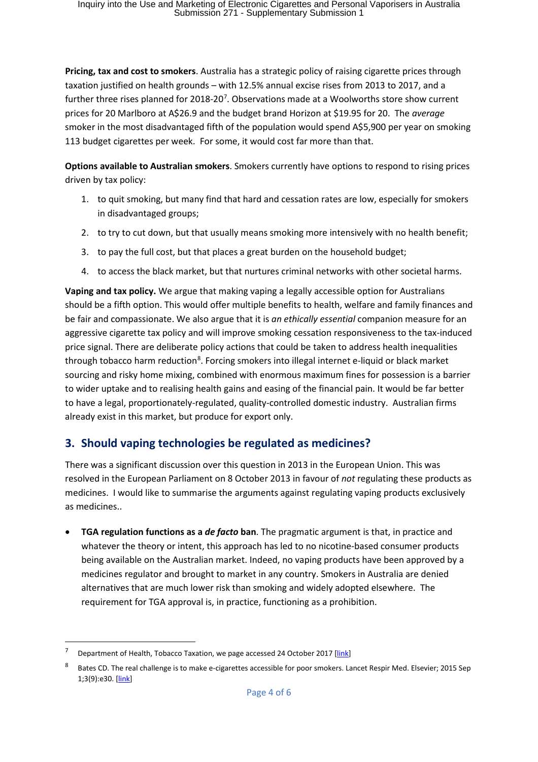**Pricing, tax and cost to smokers**. Australia has a strategic policy of raising cigarette prices through taxation justified on health grounds – with 12.5% annual excise rises from 2013 to 2017, and a further three rises planned for 2018-20[7]. Observations made at a Woolworths store show current prices for 20 Marlboro at A$26.9 and the budget brand Horizon at $19.95 for 20. The *average* smoker in the most disadvantaged fifth of the population would spend A$5,900 per year on smoking 113 budget cigarettes per week. For some, it would cost far more than that.

**Options available to Australian smokers**. Smokers currently have options to respond to rising prices driven by tax policy:

1. to quit smoking, but many find that hard and cessation rates are low, especially for smokers in disadvantaged groups;
2. to try to cut down, but that usually means smoking more intensively with no health benefit;
3. to pay the full cost, but that places a great burden on the household budget;
4. to access the black market, but that nurtures criminal networks with other societal harms.

**Vaping and tax policy.** We argue that making vaping a legally accessible option for Australians should be a fifth option. This would offer multiple benefits to health, welfare and family finances and be fair and compassionate. We also argue that it is *an ethically essential* companion measure for an aggressive cigarette tax policy and will improve smoking cessation responsiveness to the tax-induced price signal. There are deliberate policy actions that could be taken to address health inequalities through tobacco harm reduction[8]. Forcing smokers into illegal internet e-liquid or black market sourcing and risky home mixing, combined with enormous maximum fines for possession is a barrier to wider uptake and to realising health gains and easing of the financial pain. It would be far better to have a legal, proportionately-regulated, quality-controlled domestic industry. Australian firms already exist in this market, but produce for export only.

## 3. Should vaping technologies be regulated as medicines?

There was a significant discussion over this question in 2013 in the European Union. This was resolved in the European Parliament on 8 October 2013 in favour of *not* regulating these products as medicines. I would like to summarise the arguments against regulating vaping products exclusively as medicines..

- **TGA regulation functions as a *de facto* ban**. The pragmatic argument is that, in practice and whatever the theory or intent, this approach has led to no nicotine-based consumer products being available on the Australian market. Indeed, no vaping products have been approved by a medicines regulator and brought to market in any country. Smokers in Australia are denied alternatives that are much lower risk than smoking and widely adopted elsewhere. The requirement for TGA approval is, in practice, functioning as a prohibition.

---

[7] Department of Health, Tobacco Taxation, we page accessed 24 October 2017 [link]

[8] Bates CD. The real challenge is to make e-cigarettes accessible for poor smokers. Lancet Respir Med. Elsevier; 2015 Sep 1;3(9):e30. [link]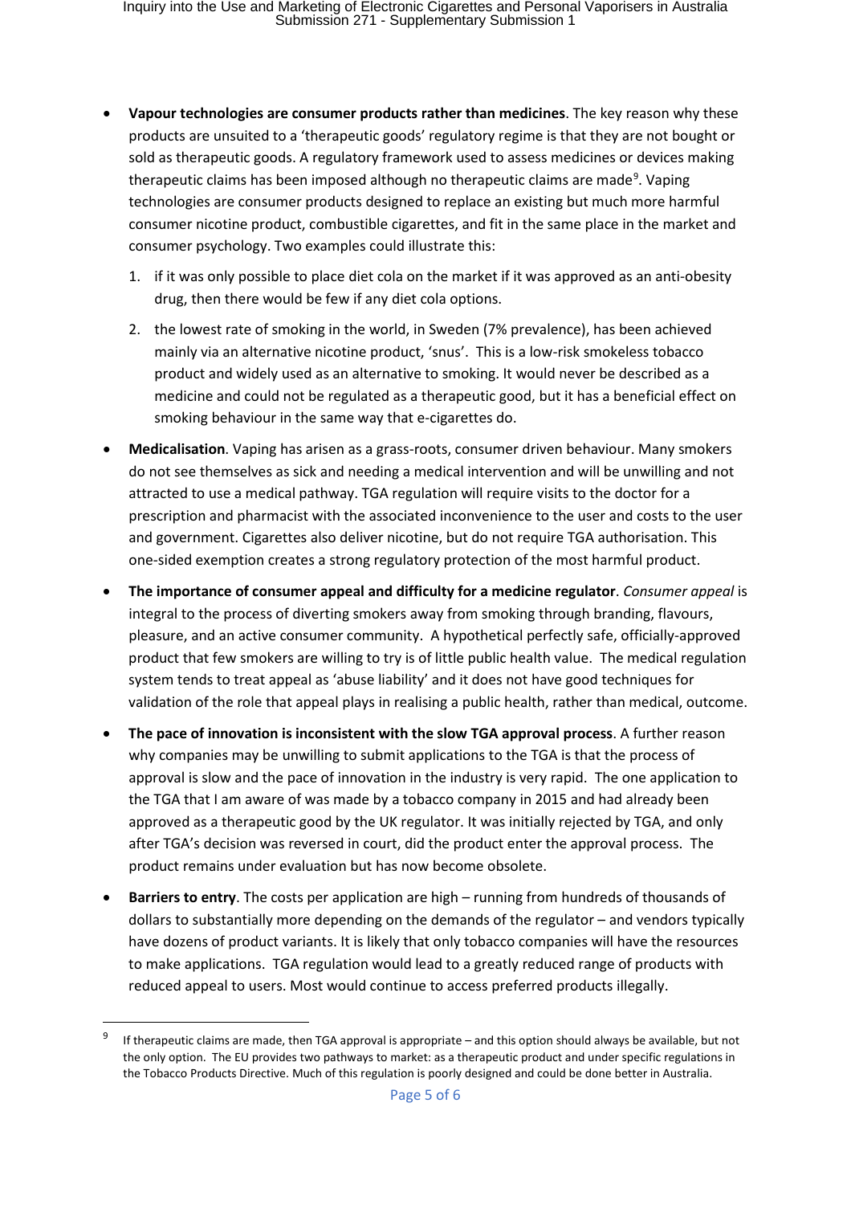- **Vapour technologies are consumer products rather than medicines**. The key reason why these products are unsuited to a 'therapeutic goods' regulatory regime is that they are not bought or sold as therapeutic goods. A regulatory framework used to assess medicines or devices making therapeutic claims has been imposed although no therapeutic claims are made[9]. Vaping technologies are consumer products designed to replace an existing but much more harmful consumer nicotine product, combustible cigarettes, and fit in the same place in the market and consumer psychology. Two examples could illustrate this:

  1. if it was only possible to place diet cola on the market if it was approved as an anti-obesity drug, then there would be few if any diet cola options.
  2. the lowest rate of smoking in the world, in Sweden (7% prevalence), has been achieved mainly via an alternative nicotine product, 'snus'. This is a low-risk smokeless tobacco product and widely used as an alternative to smoking. It would never be described as a medicine and could not be regulated as a therapeutic good, but it has a beneficial effect on smoking behaviour in the same way that e-cigarettes do.

- **Medicalisation**. Vaping has arisen as a grass-roots, consumer driven behaviour. Many smokers do not see themselves as sick and needing a medical intervention and will be unwilling and not attracted to use a medical pathway. TGA regulation will require visits to the doctor for a prescription and pharmacist with the associated inconvenience to the user and costs to the user and government. Cigarettes also deliver nicotine, but do not require TGA authorisation. This one-sided exemption creates a strong regulatory protection of the most harmful product.

- **The importance of consumer appeal and difficulty for a medicine regulator**. *Consumer appeal* is integral to the process of diverting smokers away from smoking through branding, flavours, pleasure, and an active consumer community. A hypothetical perfectly safe, officially-approved product that few smokers are willing to try is of little public health value. The medical regulation system tends to treat appeal as 'abuse liability' and it does not have good techniques for validation of the role that appeal plays in realising a public health, rather than medical, outcome.

- **The pace of innovation is inconsistent with the slow TGA approval process**. A further reason why companies may be unwilling to submit applications to the TGA is that the process of approval is slow and the pace of innovation in the industry is very rapid. The one application to the TGA that I am aware of was made by a tobacco company in 2015 and had already been approved as a therapeutic good by the UK regulator. It was initially rejected by TGA, and only after TGA's decision was reversed in court, did the product enter the approval process. The product remains under evaluation but has now become obsolete.

- **Barriers to entry**. The costs per application are high – running from hundreds of thousands of dollars to substantially more depending on the demands of the regulator – and vendors typically have dozens of product variants. It is likely that only tobacco companies will have the resources to make applications. TGA regulation would lead to a greatly reduced range of products with reduced appeal to users. Most would continue to access preferred products illegally.

---

[9] If therapeutic claims are made, then TGA approval is appropriate – and this option should always be available, but not the only option. The EU provides two pathways to market: as a therapeutic product and under specific regulations in the Tobacco Products Directive. Much of this regulation is poorly designed and could be done better in Australia.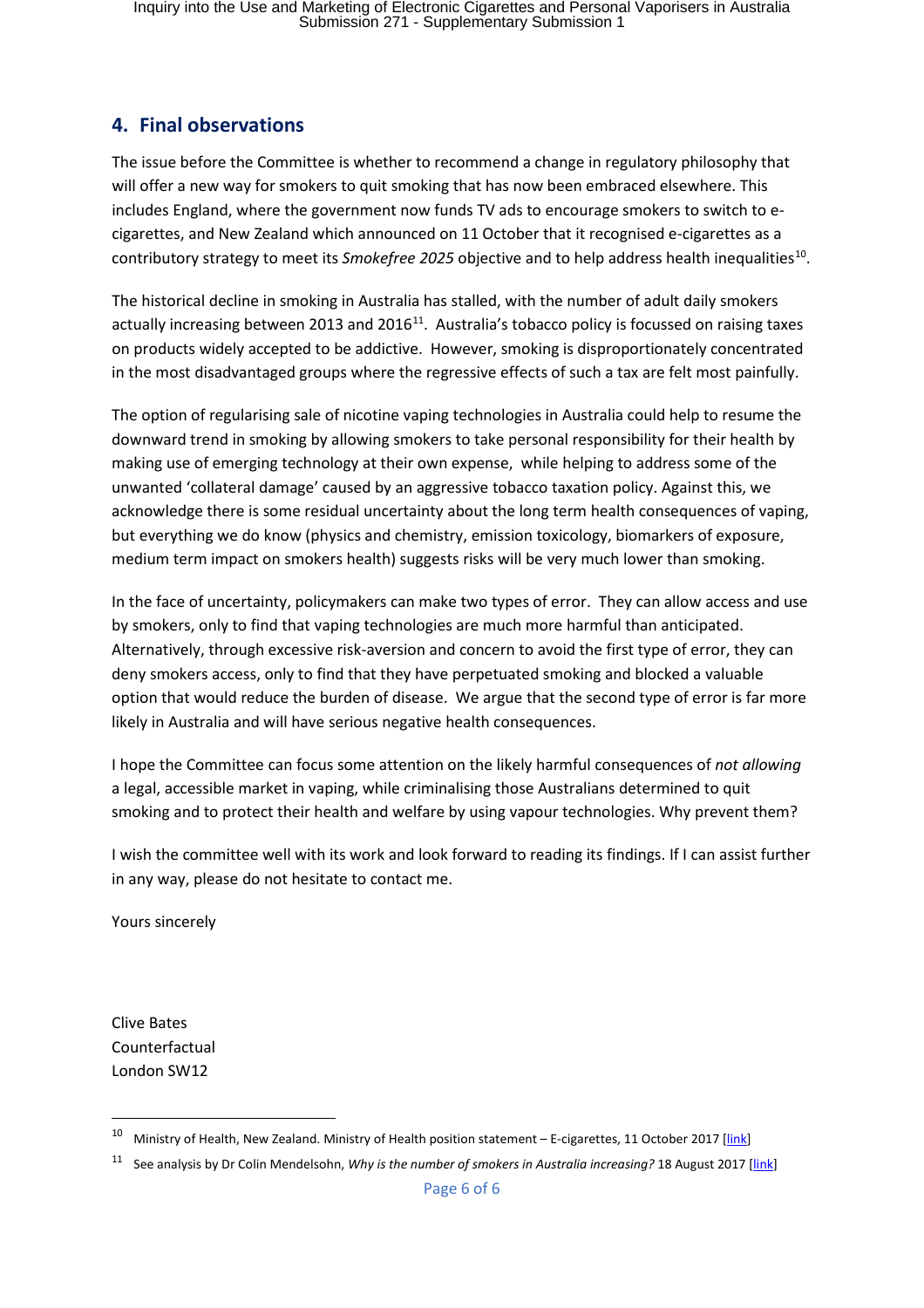## 4. Final observations

The issue before the Committee is whether to recommend a change in regulatory philosophy that will offer a new way for smokers to quit smoking that has now been embraced elsewhere. This includes England, where the government now funds TV ads to encourage smokers to switch to e-cigarettes, and New Zealand which announced on 11 October that it recognised e-cigarettes as a contributory strategy to meet its *Smokefree 2025* objective and to help address health inequalities[10].

The historical decline in smoking in Australia has stalled, with the number of adult daily smokers actually increasing between 2013 and 2016[11]. Australia's tobacco policy is focussed on raising taxes on products widely accepted to be addictive. However, smoking is disproportionately concentrated in the most disadvantaged groups where the regressive effects of such a tax are felt most painfully.

The option of regularising sale of nicotine vaping technologies in Australia could help to resume the downward trend in smoking by allowing smokers to take personal responsibility for their health by making use of emerging technology at their own expense, while helping to address some of the unwanted 'collateral damage' caused by an aggressive tobacco taxation policy. Against this, we acknowledge there is some residual uncertainty about the long term health consequences of vaping, but everything we do know (physics and chemistry, emission toxicology, biomarkers of exposure, medium term impact on smokers health) suggests risks will be very much lower than smoking.

In the face of uncertainty, policymakers can make two types of error. They can allow access and use by smokers, only to find that vaping technologies are much more harmful than anticipated. Alternatively, through excessive risk-aversion and concern to avoid the first type of error, they can deny smokers access, only to find that they have perpetuated smoking and blocked a valuable option that would reduce the burden of disease. We argue that the second type of error is far more likely in Australia and will have serious negative health consequences.

I hope the Committee can focus some attention on the likely harmful consequences of *not allowing* a legal, accessible market in vaping, while criminalising those Australians determined to quit smoking and to protect their health and welfare by using vapour technologies. Why prevent them?

I wish the committee well with its work and look forward to reading its findings. If I can assist further in any way, please do not hesitate to contact me.

Yours sincerely

Clive Bates
Counterfactual
London SW12

---

[10] Ministry of Health, New Zealand. Ministry of Health position statement – E-cigarettes, 11 October 2017 [link]

[11] See analysis by Dr Colin Mendelsohn, *Why is the number of smokers in Australia increasing?* 18 August 2017 [link]